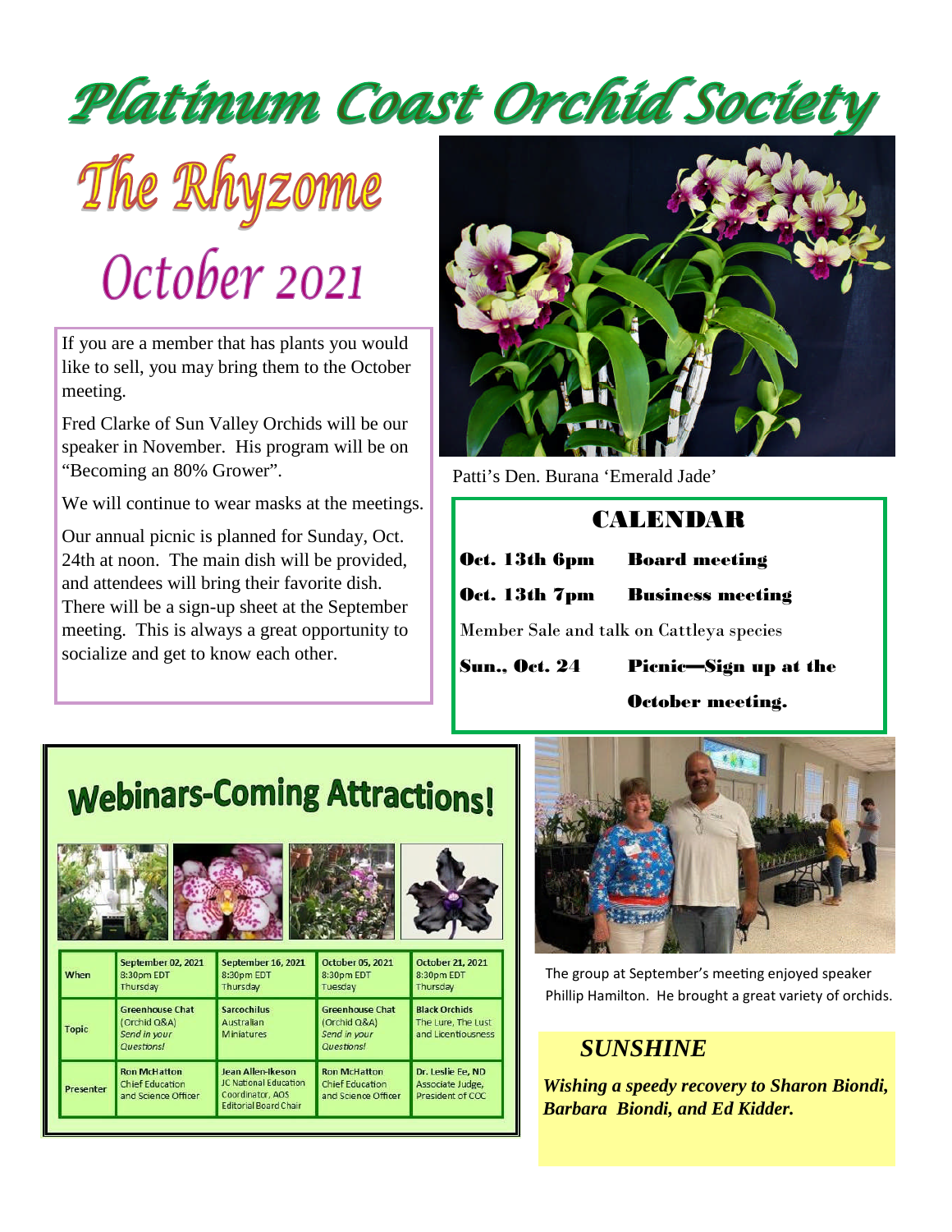# Platinum Coast Orchid Society

# The Rhyzome

## October 2021

If you are a member that has plants you would like to sell, you may bring them to the October meeting.

Fred Clarke of Sun Valley Orchids will be our speaker in November. His program will be on "Becoming an 80% Grower".

We will continue to wear masks at the meetings.

Our annual picnic is planned for Sunday, Oct. 24th at noon. The main dish will be provided, and attendees will bring their favorite dish. There will be a sign-up sheet at the September meeting. This is always a great opportunity to socialize and get to know each other.

Patti's Den. Burana 'Emerald Jade'

## CALENDAR

**Oct. 13th 6pm** **Board meeting**

**Oct. 13th 7pm** **Business meeting**

Member Sale and talk on Cattleya species

**Sun., Oct. 24** **Picnic—Sign up at the October meeting.**

## Webinars-Coming Attractions!

| When | September 02, 2021<br>8:30pm EDT<br>Thursday | September 16, 2021<br>8:30pm EDT<br>Thursday | October 05, 2021<br>8:30pm EDT<br>Tuesday | October 21, 2021<br>8:30pm EDT<br>Thursday |
|---|---|---|---|---|
| Topic | Greenhouse Chat<br>(Orchid Q&A)<br>*Send in your Questions!* | Sarcochilus<br>Australian Miniatures | Greenhouse Chat<br>(Orchid Q&A)<br>*Send in your Questions!* | Black Orchids<br>The Lure, The Lust and Licentiousness |
| Presenter | Ron McHatton<br>Chief Education and Science Officer | Jean Allen-Ikeson<br>JC National Education Coordinator, AOS Editorial Board Chair | Ron McHatton<br>Chief Education and Science Officer | Dr. Leslie Ee, ND<br>Associate Judge, President of COC |

The group at September's meeting enjoyed speaker Phillip Hamilton. He brought a great variety of orchids.

## *SUNSHINE*

***Wishing a speedy recovery to Sharon Biondi, Barbara Biondi, and Ed Kidder.***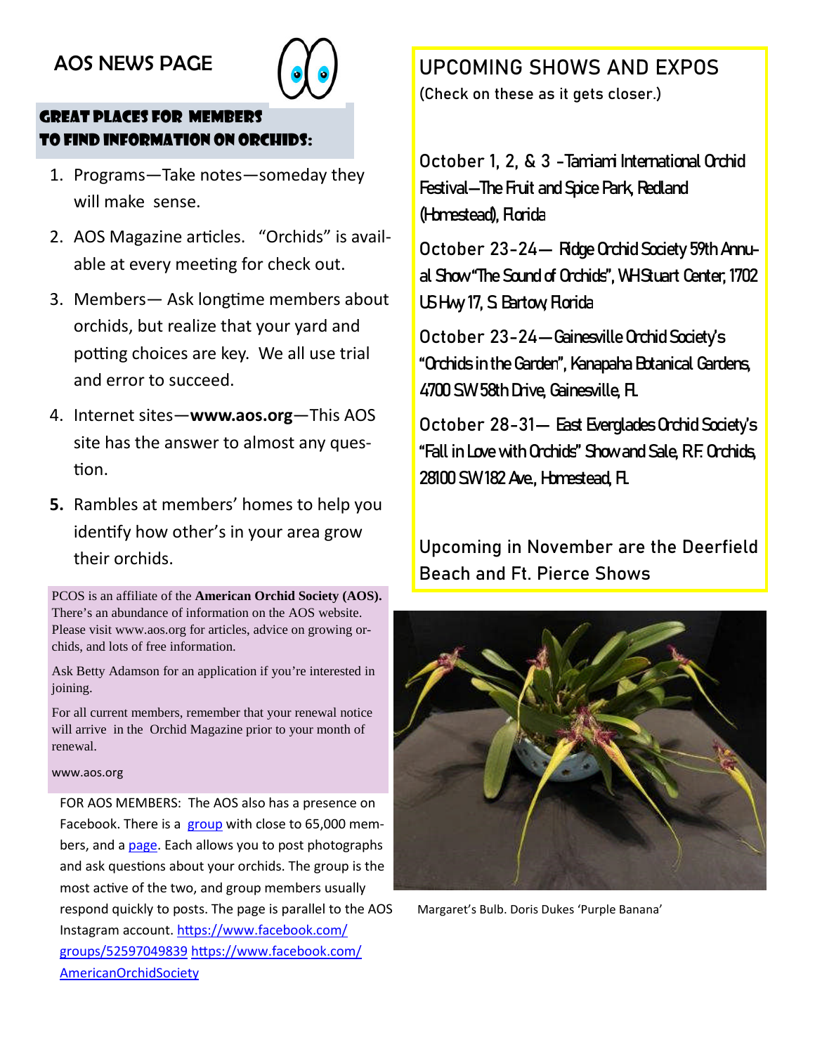## AOS NEWS PAGE

### GREAT PLACES FOR MEMBERS TO FIND INFORMATION ON ORCHIDS:

1. Programs—Take notes—someday they will make sense.
2. AOS Magazine articles. "Orchids" is available at every meeting for check out.
3. Members— Ask longtime members about orchids, but realize that your yard and potting choices are key. We all use trial and error to succeed.
4. Internet sites—**www.aos.org**—This AOS site has the answer to almost any question.
5. Rambles at members' homes to help you identify how other's in your area grow their orchids.

PCOS is an affiliate of the **American Orchid Society (AOS).** There's an abundance of information on the AOS website. Please visit www.aos.org for articles, advice on growing orchids, and lots of free information.

Ask Betty Adamson for an application if you're interested in joining.

For all current members, remember that your renewal notice will arrive in the Orchid Magazine prior to your month of renewal.

www.aos.org

FOR AOS MEMBERS: The AOS also has a presence on Facebook. There is a group with close to 65,000 members, and a page. Each allows you to post photographs and ask questions about your orchids. The group is the most active of the two, and group members usually respond quickly to posts. The page is parallel to the AOS Instagram account. https://www.facebook.com/groups/52597049839 https://www.facebook.com/AmericanOrchidSociety

## UPCOMING SHOWS AND EXPOS

(Check on these as it gets closer.)

October 1, 2, & 3 -Tamiami International Orchid Festival—The Fruit and Spice Park, Redland (Homestead), Florida

October 23-24— Ridge Orchid Society 59th Annual Show "The Sound of Orchids", WH Stuart Center, 1702 US Hwy 17, S. Bartow, Florida

October 23-24—Gainesville Orchid Society's "Orchids in the Garden", Kanapaha Botanical Gardens, 4700 SW 58th Drive, Gainesville, FL

October 28-31— East Everglades Orchid Society's "Fall in Love with Orchids" Show and Sale, R.F. Orchids, 28100 SW 182 Ave., Homestead, FL

Upcoming in November are the Deerfield Beach and Ft. Pierce Shows

Margaret's Bulb. Doris Dukes 'Purple Banana'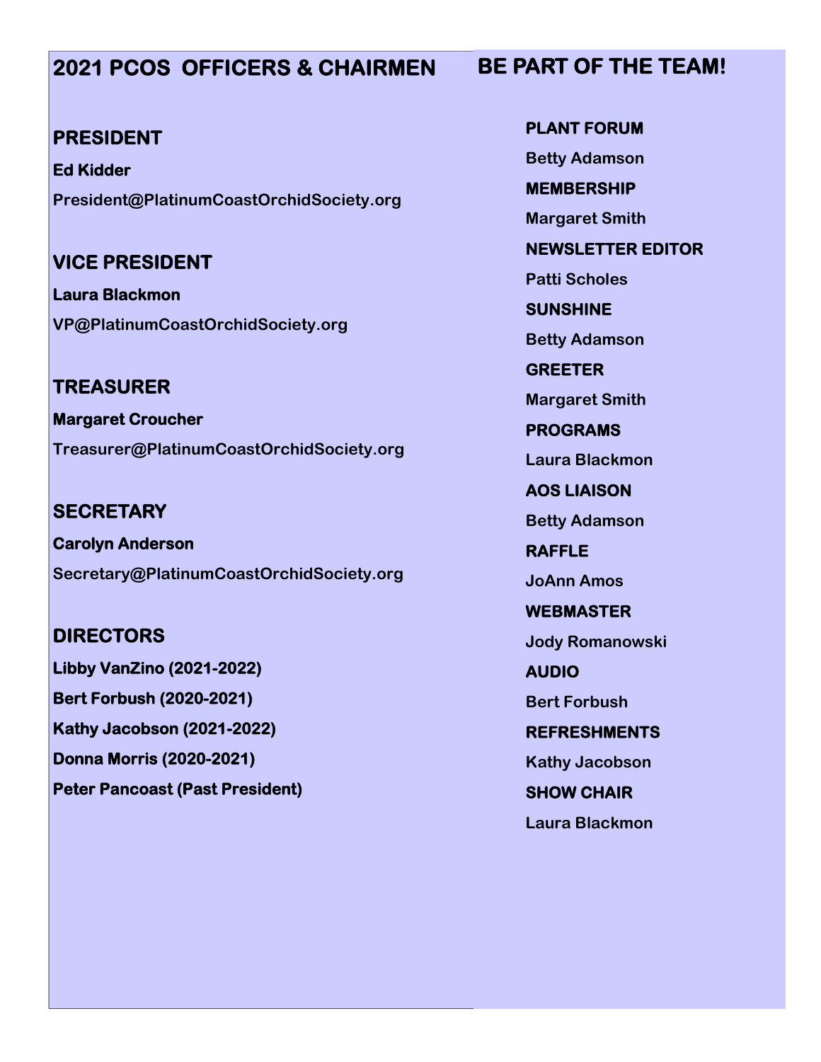## 2021 PCOS OFFICERS & CHAIRMEN

### PRESIDENT

**Ed Kidder**

**President@PlatinumCoastOrchidSociety.org**

### VICE PRESIDENT

**Laura Blackmon**

**VP@PlatinumCoastOrchidSociety.org**

### TREASURER

**Margaret Croucher**

**Treasurer@PlatinumCoastOrchidSociety.org**

### SECRETARY

**Carolyn Anderson**

**Secretary@PlatinumCoastOrchidSociety.org**

### DIRECTORS

**Libby VanZino (2021-2022)**

**Bert Forbush (2020-2021)**

**Kathy Jacobson (2021-2022)**

**Donna Morris (2020-2021)**

**Peter Pancoast (Past President)**

## BE PART OF THE TEAM!

**PLANT FORUM**

**Betty Adamson**

**MEMBERSHIP**

**Margaret Smith**

**NEWSLETTER EDITOR**

**Patti Scholes**

**SUNSHINE**

**Betty Adamson**

**GREETER**

**Margaret Smith**

**PROGRAMS**

**Laura Blackmon**

**AOS LIAISON**

**Betty Adamson**

**RAFFLE**

**JoAnn Amos**

**WEBMASTER**

**Jody Romanowski**

**AUDIO**

**Bert Forbush**

**REFRESHMENTS**

**Kathy Jacobson**

**SHOW CHAIR**

**Laura Blackmon**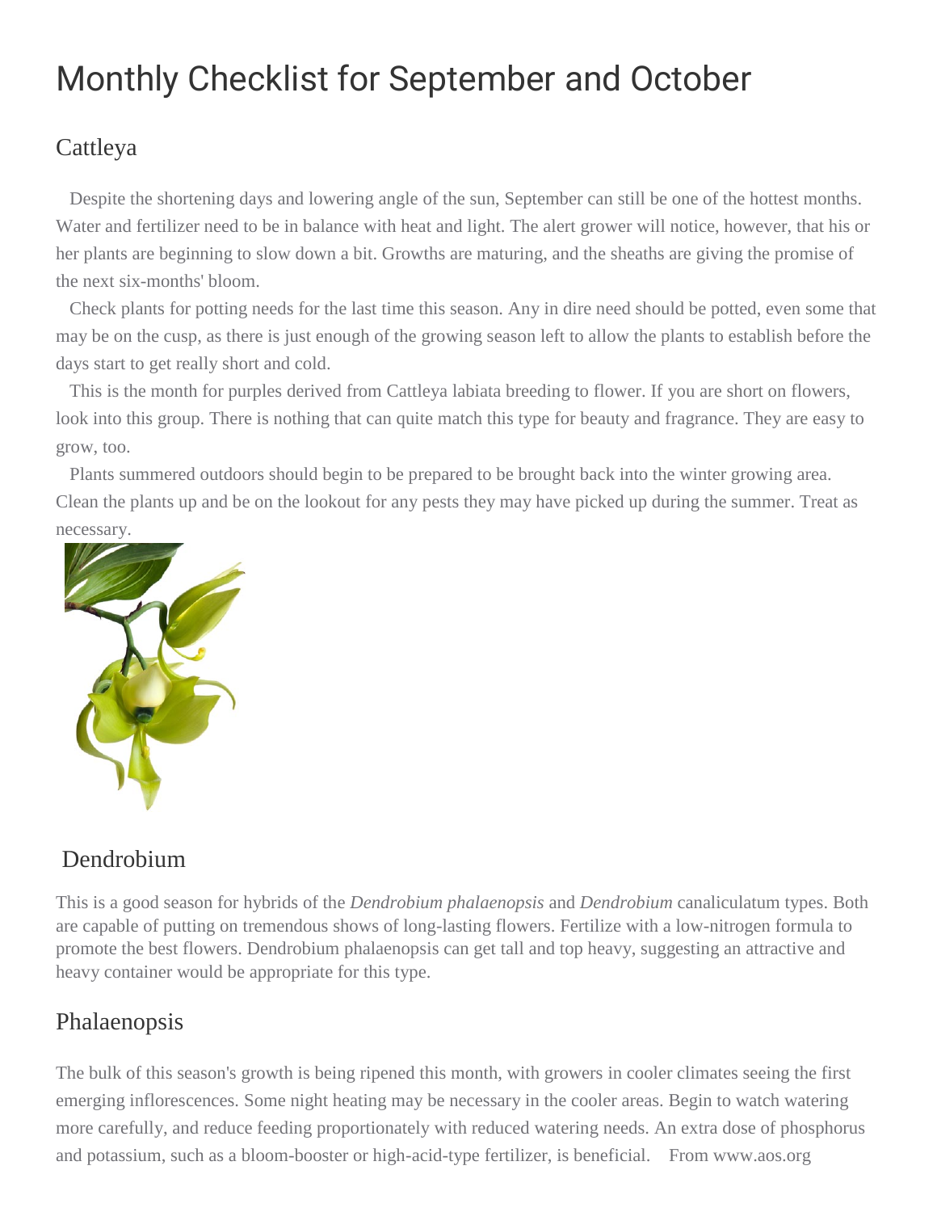# Monthly Checklist for September and October

## Cattleya

Despite the shortening days and lowering angle of the sun, September can still be one of the hottest months. Water and fertilizer need to be in balance with heat and light. The alert grower will notice, however, that his or her plants are beginning to slow down a bit. Growths are maturing, and the sheaths are giving the promise of the next six-months' bloom.

Check plants for potting needs for the last time this season. Any in dire need should be potted, even some that may be on the cusp, as there is just enough of the growing season left to allow the plants to establish before the days start to get really short and cold.

This is the month for purples derived from Cattleya labiata breeding to flower. If you are short on flowers, look into this group. There is nothing that can quite match this type for beauty and fragrance. They are easy to grow, too.

Plants summered outdoors should begin to be prepared to be brought back into the winter growing area. Clean the plants up and be on the lookout for any pests they may have picked up during the summer. Treat as necessary.

## Dendrobium

This is a good season for hybrids of the *Dendrobium phalaenopsis* and *Dendrobium* canaliculatum types. Both are capable of putting on tremendous shows of long-lasting flowers. Fertilize with a low-nitrogen formula to promote the best flowers. Dendrobium phalaenopsis can get tall and top heavy, suggesting an attractive and heavy container would be appropriate for this type.

## Phalaenopsis

The bulk of this season's growth is being ripened this month, with growers in cooler climates seeing the first emerging inflorescences. Some night heating may be necessary in the cooler areas. Begin to watch watering more carefully, and reduce feeding proportionately with reduced watering needs. An extra dose of phosphorus and potassium, such as a bloom-booster or high-acid-type fertilizer, is beneficial. From www.aos.org